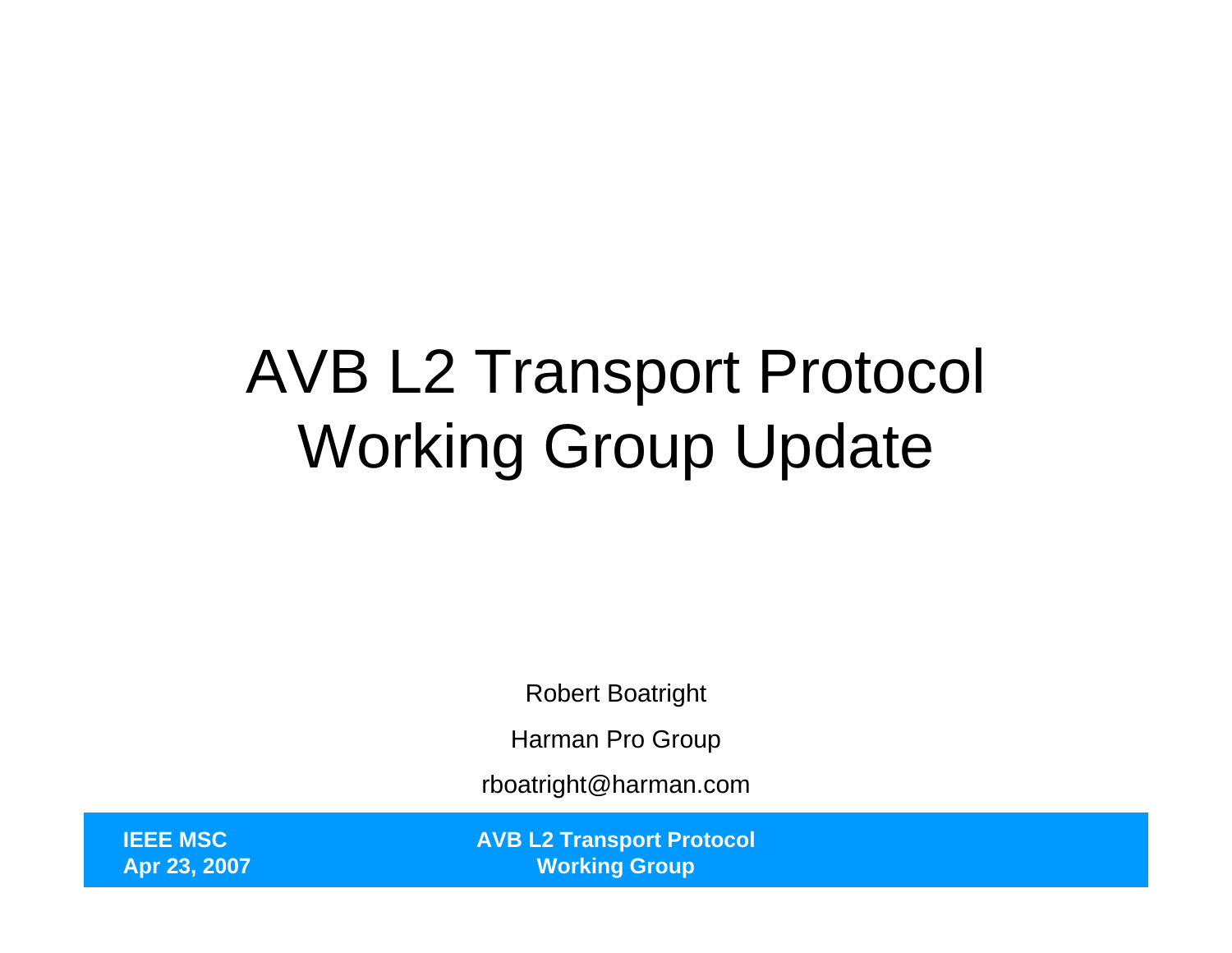# AVB L2 Transport Protocol Working Group Update

Robert Boatright

Harman Pro Group

rboatright@harman.com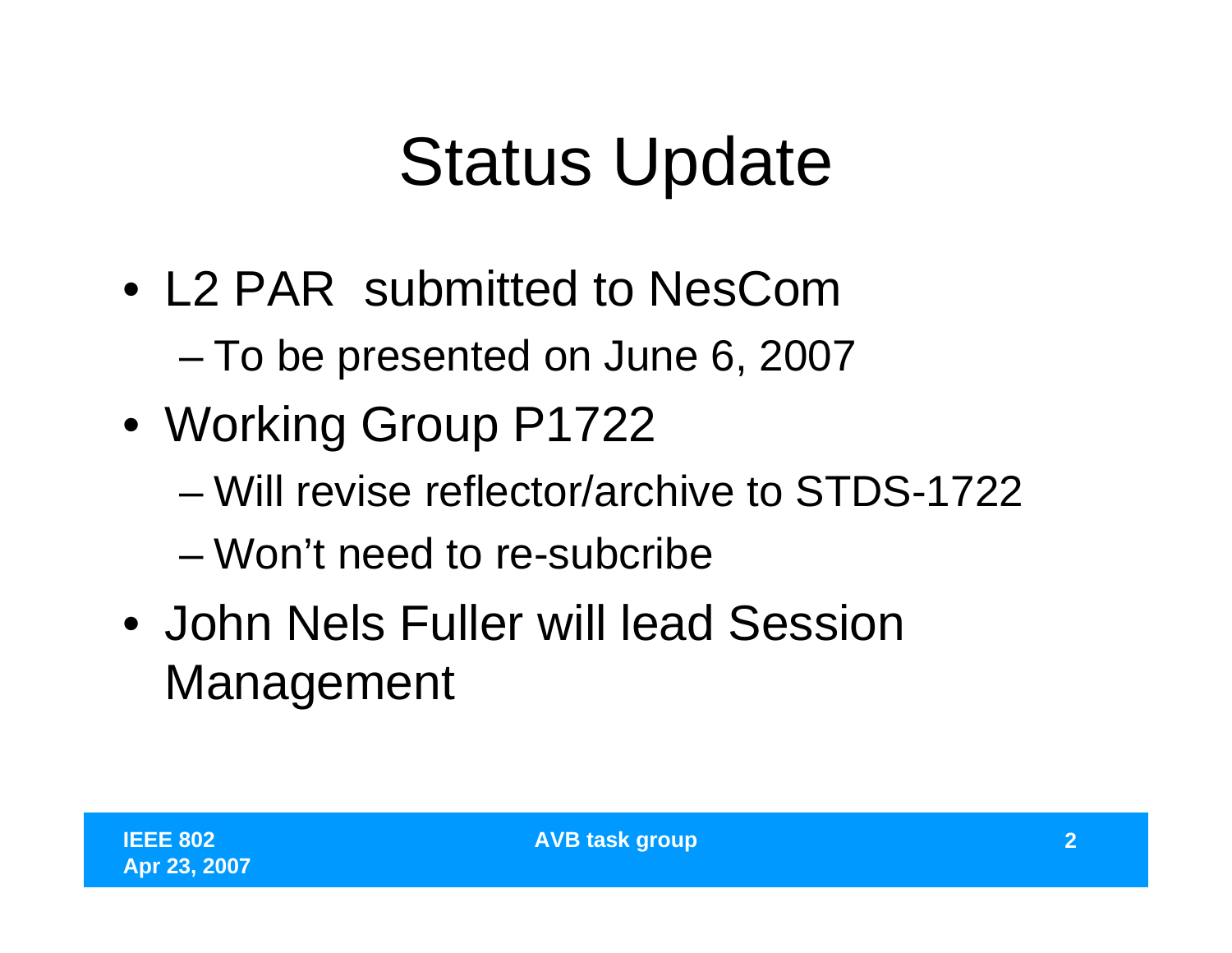# Status Update

- L2 PAR submitted to NesCom
  - To be presented on June 6, 2007
- Working Group P1722
  - Will revise reflector/archive to STDS-1722
  - Won't need to re-subcribe
- John Nels Fuller will lead Session Management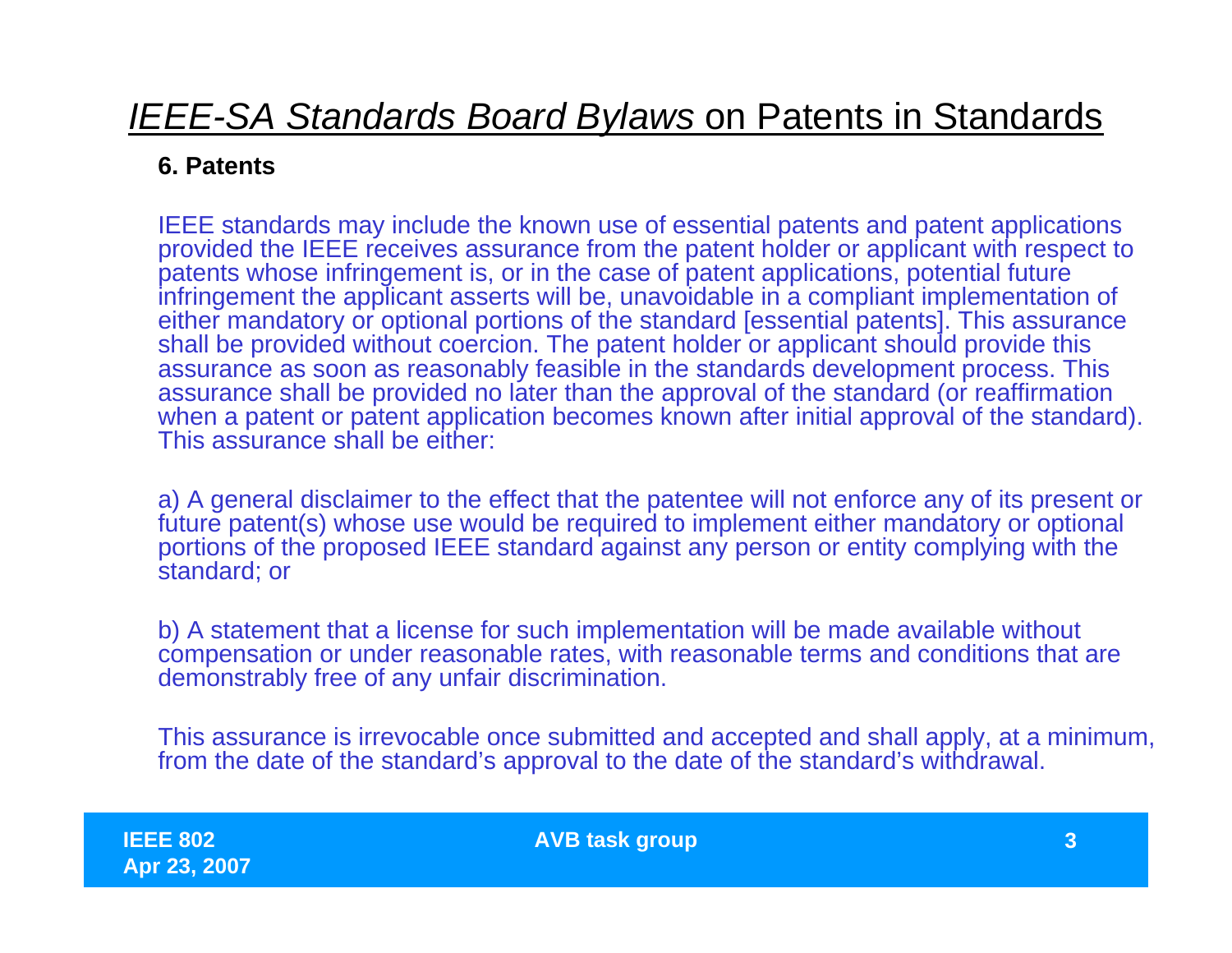# *IEEE-SA Standards Board Bylaws* on Patents in Standards

**6. Patents**

IEEE standards may include the known use of essential patents and patent applications provided the IEEE receives assurance from the patent holder or applicant with respect to patents whose infringement is, or in the case of patent applications, potential future infringement the applicant asserts will be, unavoidable in a compliant implementation of either mandatory or optional portions of the standard [essential patents]. This assurance shall be provided without coercion. The patent holder or applicant should provide this assurance as soon as reasonably feasible in the standards development process. This assurance shall be provided no later than the approval of the standard (or reaffirmation when a patent or patent application becomes known after initial approval of the standard). This assurance shall be either:

a) A general disclaimer to the effect that the patentee will not enforce any of its present or future patent(s) whose use would be required to implement either mandatory or optional portions of the proposed IEEE standard against any person or entity complying with the standard; or

b) A statement that a license for such implementation will be made available without compensation or under reasonable rates, with reasonable terms and conditions that are demonstrably free of any unfair discrimination.

This assurance is irrevocable once submitted and accepted and shall apply, at a minimum, from the date of the standard's approval to the date of the standard's withdrawal.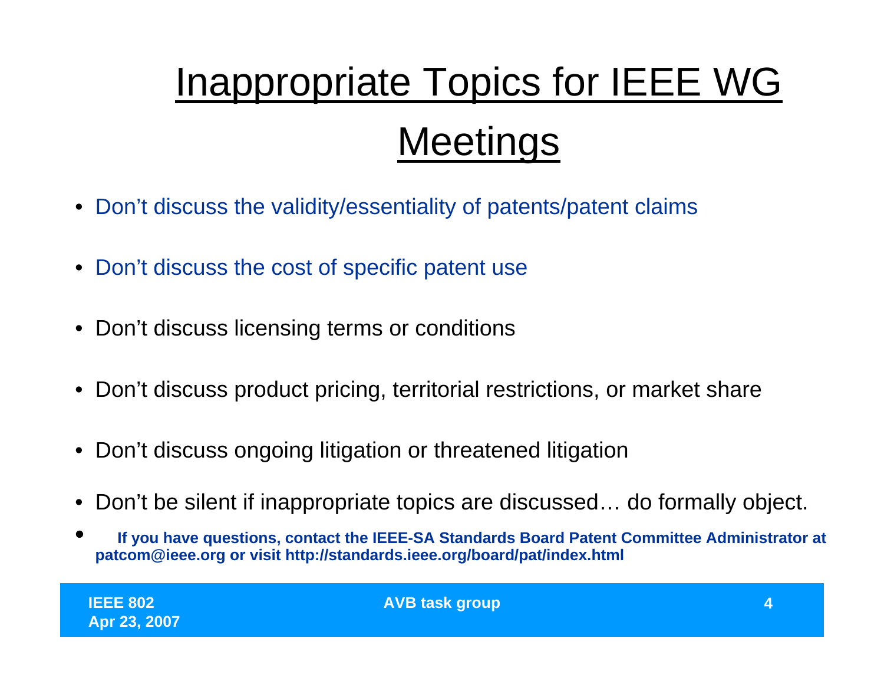# Inappropriate Topics for IEEE WG Meetings

- Don’t discuss the validity/essentiality of patents/patent claims
- Don’t discuss the cost of specific patent use
- Don’t discuss licensing terms or conditions
- Don’t discuss product pricing, territorial restrictions, or market share
- Don’t discuss ongoing litigation or threatened litigation
- Don’t be silent if inappropriate topics are discussed… do formally object.
- **If you have questions, contact the IEEE-SA Standards Board Patent Committee Administrator at patcom@ieee.org or visit http://standards.ieee.org/board/pat/index.html**